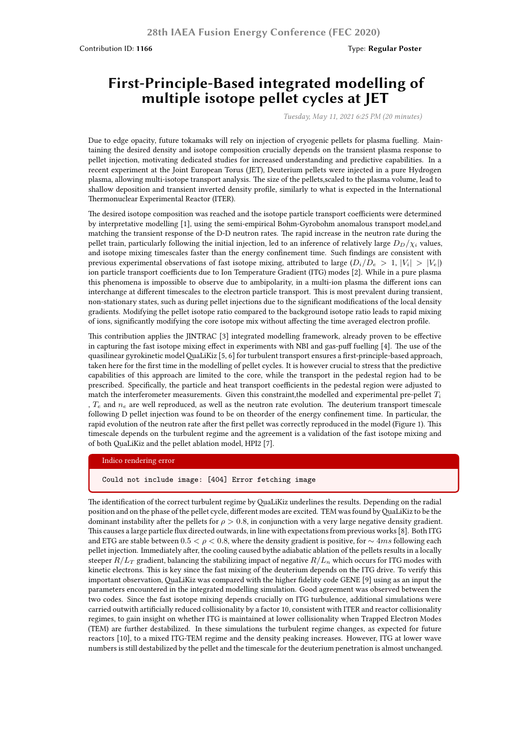Contribution ID: **1166**

Type: **Regular Poster**

# First-Principle-Based integrated modelling of multiple isotope pellet cycles at JET

*Tuesday, May 11, 2021 6:25 PM (20 minutes)*

Due to edge opacity, future tokamaks will rely on injection of cryogenic pellets for plasma fuelling. Maintaining the desired density and isotope composition crucially depends on the transient plasma response to pellet injection, motivating dedicated studies for increased understanding and predictive capabilities. In a recent experiment at the Joint European Torus (JET), Deuterium pellets were injected in a pure Hydrogen plasma, allowing multi-isotope transport analysis. The size of the pellets,scaled to the plasma volume, lead to shallow deposition and transient inverted density profile, similarly to what is expected in the International Thermonuclear Experimental Reactor (ITER).

The desired isotope composition was reached and the isotope particle transport coefficients were determined by interpretative modelling [1], using the semi-empirical Bohm-Gyrobohm anomalous transport model,and matching the transient response of the D-D neutron rates. The rapid increase in the neutron rate during the pellet train, particularly following the initial injection, led to an inference of relatively large $D_D/\chi_i$ values, and isotope mixing timescales faster than the energy confinement time. Such findings are consistent with previous experimental observations of fast isotope mixing, attributed to large ($D_i/D_e > 1$, $|V_i| > |V_e|$) ion particle transport coefficients due to Ion Temperature Gradient (ITG) modes [2]. While in a pure plasma this phenomena is impossible to observe due to ambipolarity, in a multi-ion plasma the different ions can interchange at different timescales to the electron particle transport. This is most prevalent during transient, non-stationary states, such as during pellet injections due to the significant modifications of the local density gradients. Modifying the pellet isotope ratio compared to the background isotope ratio leads to rapid mixing of ions, significantly modifying the core isotope mix without affecting the time averaged electron profile.

This contribution applies the JINTRAC [3] integrated modelling framework, already proven to be effective in capturing the fast isotope mixing effect in experiments with NBI and gas-puff fuelling [4]. The use of the quasilinear gyrokinetic model QuaLiKiz [5, 6] for turbulent transport ensures a first-principle-based approach, taken here for the first time in the modelling of pellet cycles. It is however crucial to stress that the predictive capabilities of this approach are limited to the core, while the transport in the pedestal region had to be prescribed. Specifically, the particle and heat transport coefficients in the pedestal region were adjusted to match the interferometer measurements. Given this constraint,the modelled and experimental pre-pellet $T_i$ , $T_e$ and $n_e$ are well reproduced, as well as the neutron rate evolution. The deuterium transport timescale following D pellet injection was found to be on theorder of the energy confinement time. In particular, the rapid evolution of the neutron rate after the first pellet was correctly reproduced in the model (Figure 1). This timescale depends on the turbulent regime and the agreement is a validation of the fast isotope mixing and of both QuaLiKiz and the pellet ablation model, HPI2 [7].

Indico rendering error

```
Could not include image: [404] Error fetching image
```

The identification of the correct turbulent regime by QuaLiKiz underlines the results. Depending on the radial position and on the phase of the pellet cycle, different modes are excited. TEM was found by QuaLiKiz to be the dominant instability after the pellets for $\rho > 0.8$, in conjunction with a very large negative density gradient. This causes a large particle flux directed outwards, in line with expectations from previous works [8]. Both ITG and ETG are stable between $0.5 < \rho < 0.8$, where the density gradient is positive, for $\sim 4ms$ following each pellet injection. Immediately after, the cooling caused bythe adiabatic ablation of the pellets results in a locally steeper $R/L_T$ gradient, balancing the stabilizing impact of negative $R/L_n$ which occurs for ITG modes with kinetic electrons. This is key since the fast mixing of the deuterium depends on the ITG drive. To verify this important observation, QuaLiKiz was compared with the higher fidelity code GENE [9] using as an input the parameters encountered in the integrated modelling simulation. Good agreement was observed between the two codes. Since the fast isotope mixing depends crucially on ITG turbulence, additional simulations were carried outwith artificially reduced collisionality by a factor 10, consistent with ITER and reactor collisionality regimes, to gain insight on whether ITG is maintained at lower collisionality when Trapped Electron Modes (TEM) are further destabilized. In these simulations the turbulent regime changes, as expected for future reactors [10], to a mixed ITG-TEM regime and the density peaking increases. However, ITG at lower wave numbers is still destabilized by the pellet and the timescale for the deuterium penetration is almost unchanged.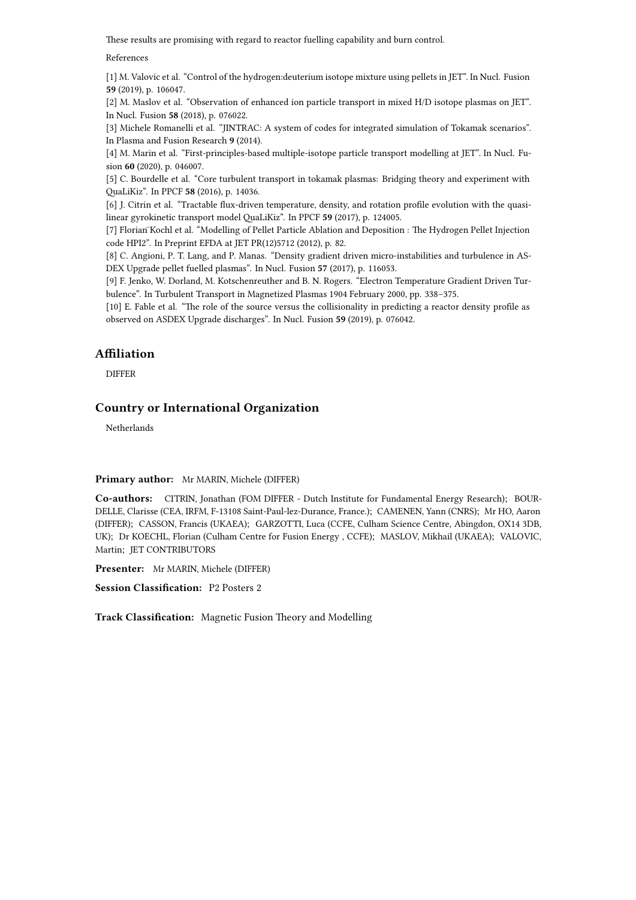These results are promising with regard to reactor fuelling capability and burn control.

References

[1] M. Valovic et al. "Control of the hydrogen:deuterium isotope mixture using pellets in JET". In Nucl. Fusion **59** (2019), p. 106047.
[2] M. Maslov et al. "Observation of enhanced ion particle transport in mixed H/D isotope plasmas on JET". In Nucl. Fusion **58** (2018), p. 076022.
[3] Michele Romanelli et al. "JINTRAC: A system of codes for integrated simulation of Tokamak scenarios". In Plasma and Fusion Research **9** (2014).
[4] M. Marin et al. "First-principles-based multiple-isotope particle transport modelling at JET". In Nucl. Fusion **60** (2020), p. 046007.
[5] C. Bourdelle et al. "Core turbulent transport in tokamak plasmas: Bridging theory and experiment with QuaLiKiz". In PPCF **58** (2016), p. 14036.
[6] J. Citrin et al. "Tractable flux-driven temperature, density, and rotation profile evolution with the quasi-linear gyrokinetic transport model QuaLiKiz". In PPCF **59** (2017), p. 124005.
[7] Florian ̈Kochl et al. "Modelling of Pellet Particle Ablation and Deposition : The Hydrogen Pellet Injection code HPI2". In Preprint EFDA at JET PR(12)5712 (2012), p. 82.
[8] C. Angioni, P. T. Lang, and P. Manas. "Density gradient driven micro-instabilities and turbulence in ASDEX Upgrade pellet fuelled plasmas". In Nucl. Fusion **57** (2017), p. 116053.
[9] F. Jenko, W. Dorland, M. Kotschenreuther and B. N. Rogers. "Electron Temperature Gradient Driven Turbulence". In Turbulent Transport in Magnetized Plasmas 1904 February 2000, pp. 338–375.
[10] E. Fable et al. "The role of the source versus the collisionality in predicting a reactor density profile as observed on ASDEX Upgrade discharges". In Nucl. Fusion **59** (2019), p. 076042.

## Affiliation

DIFFER

## Country or International Organization

Netherlands

**Primary author:** Mr MARIN, Michele (DIFFER)

**Co-authors:** CITRIN, Jonathan (FOM DIFFER - Dutch Institute for Fundamental Energy Research); BOURDELLE, Clarisse (CEA, IRFM, F-13108 Saint-Paul-lez-Durance, France.); CAMENEN, Yann (CNRS); Mr HO, Aaron (DIFFER); CASSON, Francis (UKAEA); GARZOTTI, Luca (CCFE, Culham Science Centre, Abingdon, OX14 3DB, UK); Dr KOECHL, Florian (Culham Centre for Fusion Energy , CCFE); MASLOV, Mikhail (UKAEA); VALOVIC, Martin; JET CONTRIBUTORS

**Presenter:** Mr MARIN, Michele (DIFFER)

**Session Classification:** P2 Posters 2

**Track Classification:** Magnetic Fusion Theory and Modelling